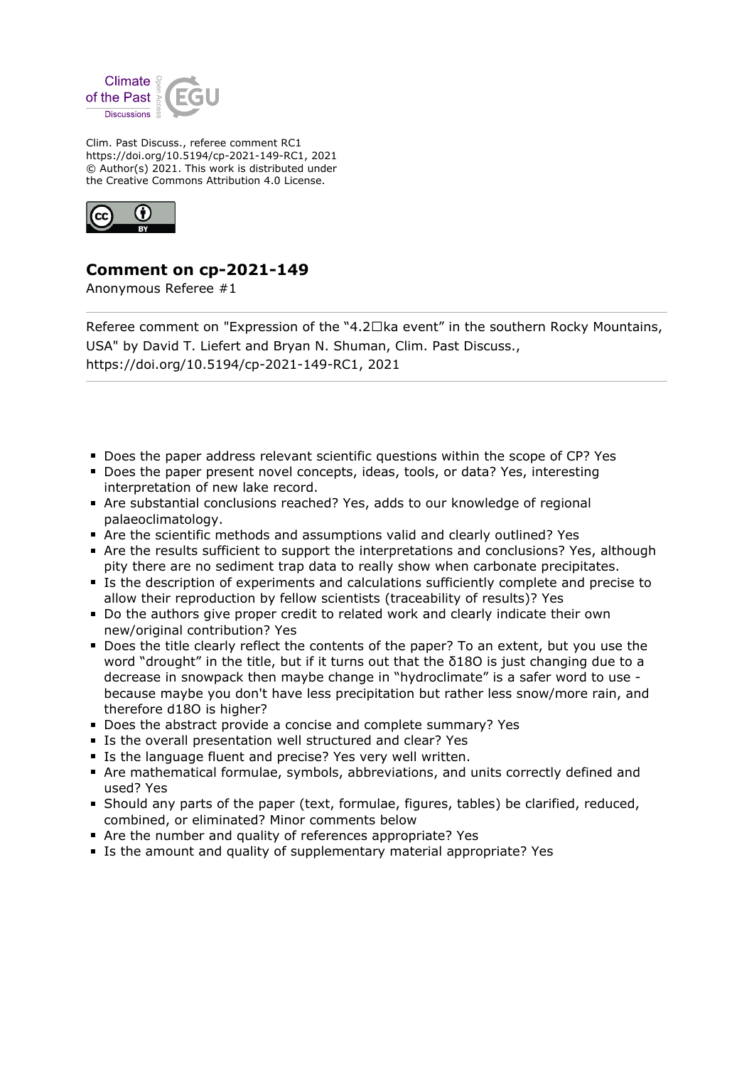Clim. Past Discuss., referee comment RC1
https://doi.org/10.5194/cp-2021-149-RC1, 2021
© Author(s) 2021. This work is distributed under
the Creative Commons Attribution 4.0 License.

## Comment on cp-2021-149

Anonymous Referee #1

---

Referee comment on "Expression of the “4.2 ka event” in the southern Rocky Mountains, USA" by David T. Liefert and Bryan N. Shuman, Clim. Past Discuss., https://doi.org/10.5194/cp-2021-149-RC1, 2021

---

- Does the paper address relevant scientific questions within the scope of CP? Yes
- Does the paper present novel concepts, ideas, tools, or data? Yes, interesting interpretation of new lake record.
- Are substantial conclusions reached? Yes, adds to our knowledge of regional palaeoclimatology.
- Are the scientific methods and assumptions valid and clearly outlined? Yes
- Are the results sufficient to support the interpretations and conclusions? Yes, although pity there are no sediment trap data to really show when carbonate precipitates.
- Is the description of experiments and calculations sufficiently complete and precise to allow their reproduction by fellow scientists (traceability of results)? Yes
- Do the authors give proper credit to related work and clearly indicate their own new/original contribution? Yes
- Does the title clearly reflect the contents of the paper? To an extent, but you use the word “drought” in the title, but if it turns out that the $\delta^{18}O$ is just changing due to a decrease in snowpack then maybe change in “hydroclimate” is a safer word to use - because maybe you don't have less precipitation but rather less snow/more rain, and therefore d18O is higher?
- Does the abstract provide a concise and complete summary? Yes
- Is the overall presentation well structured and clear? Yes
- Is the language fluent and precise? Yes very well written.
- Are mathematical formulae, symbols, abbreviations, and units correctly defined and used? Yes
- Should any parts of the paper (text, formulae, figures, tables) be clarified, reduced, combined, or eliminated? Minor comments below
- Are the number and quality of references appropriate? Yes
- Is the amount and quality of supplementary material appropriate? Yes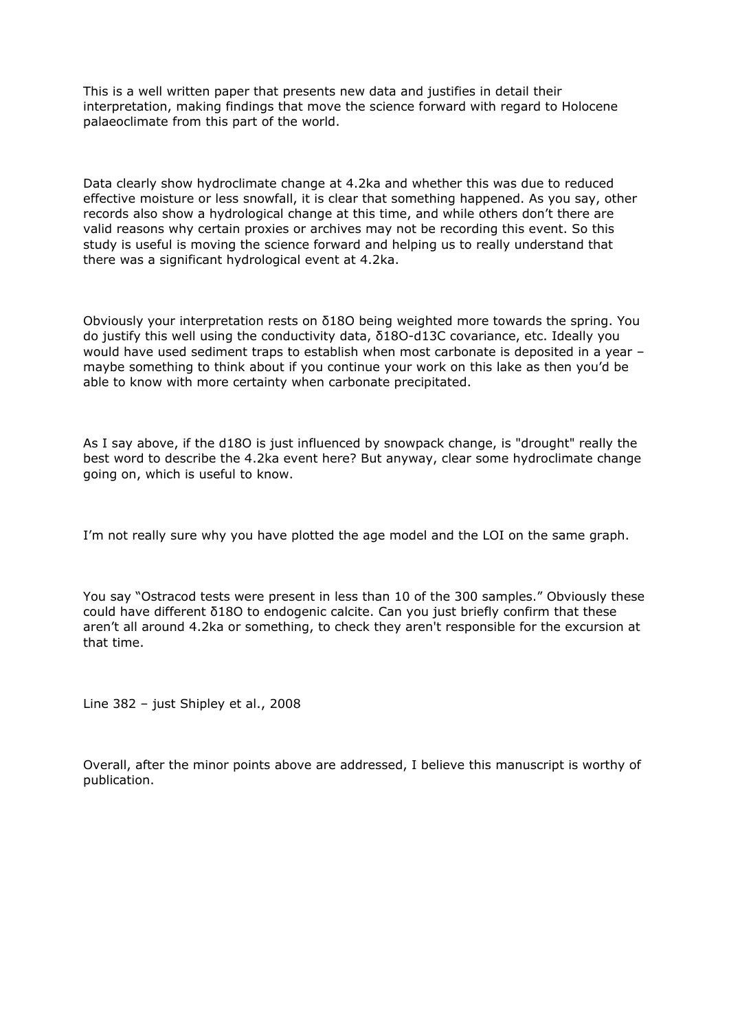This is a well written paper that presents new data and justifies in detail their interpretation, making findings that move the science forward with regard to Holocene palaeoclimate from this part of the world.

Data clearly show hydroclimate change at 4.2ka and whether this was due to reduced effective moisture or less snowfall, it is clear that something happened. As you say, other records also show a hydrological change at this time, and while others don't there are valid reasons why certain proxies or archives may not be recording this event. So this study is useful is moving the science forward and helping us to really understand that there was a significant hydrological event at 4.2ka.

Obviously your interpretation rests on $\delta^{18}O$ being weighted more towards the spring. You do justify this well using the conductivity data, $\delta^{18}O$-$d^{13}C$ covariance, etc. Ideally you would have used sediment traps to establish when most carbonate is deposited in a year – maybe something to think about if you continue your work on this lake as then you'd be able to know with more certainty when carbonate precipitated.

As I say above, if the $d^{18}O$ is just influenced by snowpack change, is "drought" really the best word to describe the 4.2ka event here? But anyway, clear some hydroclimate change going on, which is useful to know.

I'm not really sure why you have plotted the age model and the LOI on the same graph.

You say "Ostracod tests were present in less than 10 of the 300 samples." Obviously these could have different $\delta^{18}O$ to endogenic calcite. Can you just briefly confirm that these aren't all around 4.2ka or something, to check they aren't responsible for the excursion at that time.

Line 382 – just Shipley et al., 2008

Overall, after the minor points above are addressed, I believe this manuscript is worthy of publication.